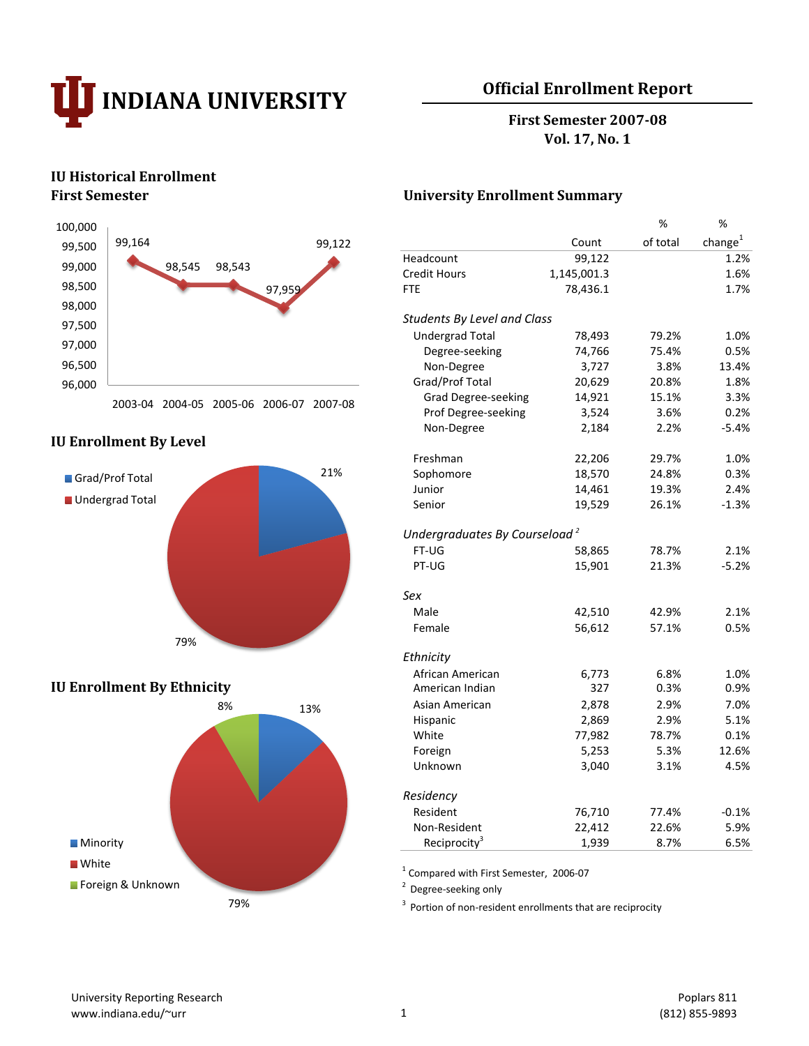# INDIANA UNIVERSITY

## Official Enrollment Report

**First Semester 2007-08**
**Vol. 17, No. 1**

### IU Historical Enrollment First Semester

| Year | Enrollment |
|---|---|
| 2003-04 | 99,164 |
| 2004-05 | 98,545 |
| 2005-06 | 98,543 |
| 2006-07 | 97,959 |
| 2007-08 | 99,122 |

### IU Enrollment By Level

- Grad/Prof Total: 21%
- Undergrad Total: 79%

### IU Enrollment By Ethnicity

- Minority: 13%
- White: 79%
- Foreign & Unknown: 8%

### University Enrollment Summary

| | Count | % of total | % change[1] |
|---|---|---|---|
| Headcount | 99,122 | | 1.2% |
| Credit Hours | 1,145,001.3 | | 1.6% |
| FTE | 78,436.1 | | 1.7% |
| *Students By Level and Class* | | | |
| Undergrad Total | 78,493 | 79.2% | 1.0% |
| Degree-seeking | 74,766 | 75.4% | 0.5% |
| Non-Degree | 3,727 | 3.8% | 13.4% |
| Grad/Prof Total | 20,629 | 20.8% | 1.8% |
| Grad Degree-seeking | 14,921 | 15.1% | 3.3% |
| Prof Degree-seeking | 3,524 | 3.6% | 0.2% |
| Non-Degree | 2,184 | 2.2% | -5.4% |
| Freshman | 22,206 | 29.7% | 1.0% |
| Sophomore | 18,570 | 24.8% | 0.3% |
| Junior | 14,461 | 19.3% | 2.4% |
| Senior | 19,529 | 26.1% | -1.3% |
| *Undergraduates By Courseload[2]* | | | |
| FT-UG | 58,865 | 78.7% | 2.1% |
| PT-UG | 15,901 | 21.3% | -5.2% |
| *Sex* | | | |
| Male | 42,510 | 42.9% | 2.1% |
| Female | 56,612 | 57.1% | 0.5% |
| *Ethnicity* | | | |
| African American | 6,773 | 6.8% | 1.0% |
| American Indian | 327 | 0.3% | 0.9% |
| Asian American | 2,878 | 2.9% | 7.0% |
| Hispanic | 2,869 | 2.9% | 5.1% |
| White | 77,982 | 78.7% | 0.1% |
| Foreign | 5,253 | 5.3% | 12.6% |
| Unknown | 3,040 | 3.1% | 4.5% |
| *Residency* | | | |
| Resident | 76,710 | 77.4% | -0.1% |
| Non-Resident | 22,412 | 22.6% | 5.9% |
| Reciprocity[3] | 1,939 | 8.7% | 6.5% |

[1] Compared with First Semester, 2006-07

[2] Degree-seeking only

[3] Portion of non-resident enrollments that are reciprocity

University Reporting Research
www.indiana.edu/~urr

Poplars 811
(812) 855-9893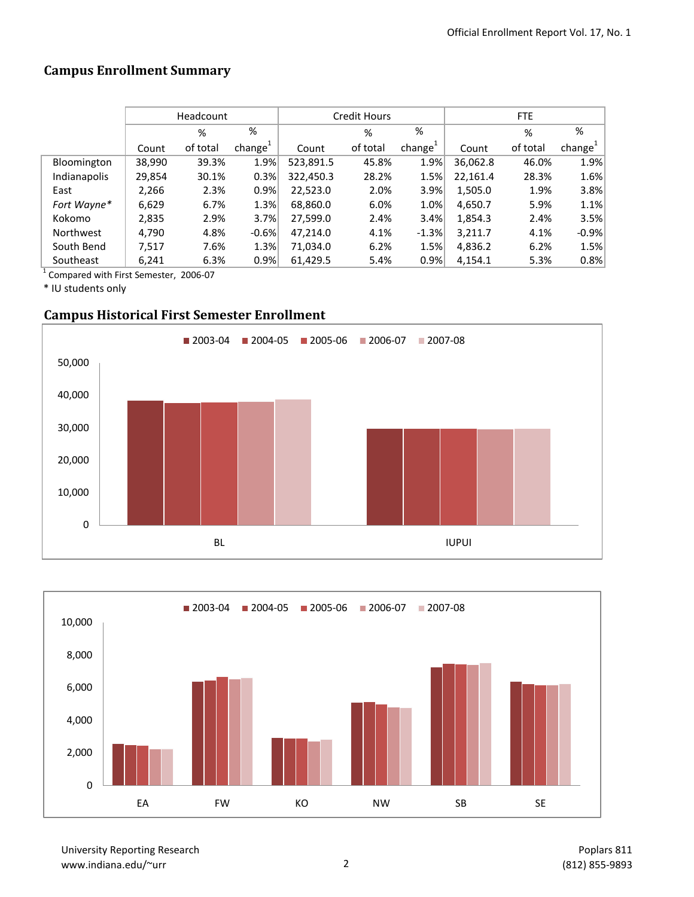## Campus Enrollment Summary

| | Headcount | | | Credit Hours | | | FTE | | |
|---|---|---|---|---|---|---|---|---|---|
| | Count | % of total | % change[1] | Count | % of total | % change[1] | Count | % of total | % change[1] |
| Bloomington | 38,990 | 39.3% | 1.9% | 523,891.5 | 45.8% | 1.9% | 36,062.8 | 46.0% | 1.9% |
| Indianapolis | 29,854 | 30.1% | 0.3% | 322,450.3 | 28.2% | 1.5% | 22,161.4 | 28.3% | 1.6% |
| East | 2,266 | 2.3% | 0.9% | 22,523.0 | 2.0% | 3.9% | 1,505.0 | 1.9% | 3.8% |
| *Fort Wayne** | 6,629 | 6.7% | 1.3% | 68,860.0 | 6.0% | 1.0% | 4,650.7 | 5.9% | 1.1% |
| Kokomo | 2,835 | 2.9% | 3.7% | 27,599.0 | 2.4% | 3.4% | 1,854.3 | 2.4% | 3.5% |
| Northwest | 4,790 | 4.8% | -0.6% | 47,214.0 | 4.1% | -1.3% | 3,211.7 | 4.1% | -0.9% |
| South Bend | 7,517 | 7.6% | 1.3% | 71,034.0 | 6.2% | 1.5% | 4,836.2 | 6.2% | 1.5% |
| Southeast | 6,241 | 6.3% | 0.9% | 61,429.5 | 5.4% | 0.9% | 4,154.1 | 5.3% | 0.8% |

[1] Compared with First Semester, 2006-07

\* IU students only

## Campus Historical First Semester Enrollment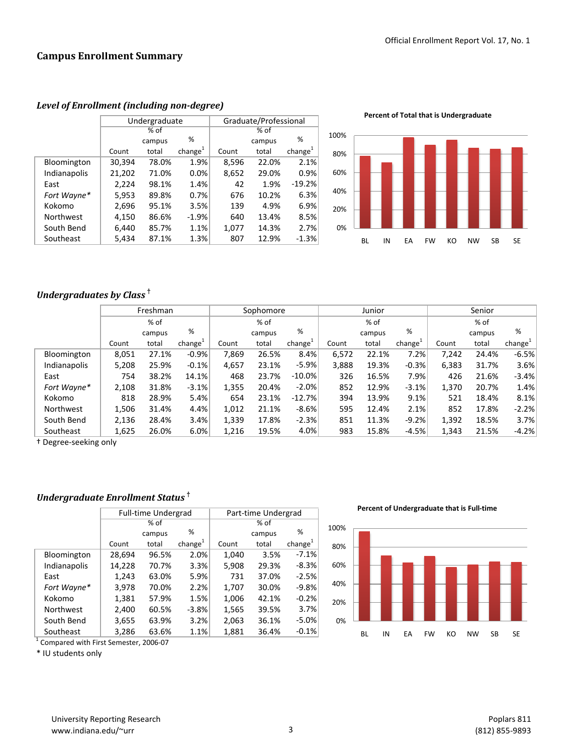## Campus Enrollment Summary

### *Level of Enrollment (including non-degree)*

| | Undergraduate | | | Graduate/Professional | | |
|---|---|---|---|---|---|---|
| | Count | % of campus total | % change[1] | Count | % of campus total | % change[1] |
| Bloomington | 30,394 | 78.0% | 1.9% | 8,596 | 22.0% | 2.1% |
| Indianapolis | 21,202 | 71.0% | 0.0% | 8,652 | 29.0% | 0.9% |
| East | 2,224 | 98.1% | 1.4% | 42 | 1.9% | -19.2% |
| *Fort Wayne** | 5,953 | 89.8% | 0.7% | 676 | 10.2% | 6.3% |
| Kokomo | 2,696 | 95.1% | 3.5% | 139 | 4.9% | 6.9% |
| Northwest | 4,150 | 86.6% | -1.9% | 640 | 13.4% | 8.5% |
| South Bend | 6,440 | 85.7% | 1.1% | 1,077 | 14.3% | 2.7% |
| Southeast | 5,434 | 87.1% | 1.3% | 807 | 12.9% | -1.3% |

**Percent of Total that is Undergraduate**

### *Undergraduates by Class* †

| | Freshman | | | Sophomore | | | Junior | | | Senior | | |
|---|---|---|---|---|---|---|---|---|---|---|---|---|
| | Count | % of campus total | % change[1] | Count | % of campus total | % change[1] | Count | % of campus total | % change[1] | Count | % of campus total | % change[1] |
| Bloomington | 8,051 | 27.1% | -0.9% | 7,869 | 26.5% | 8.4% | 6,572 | 22.1% | 7.2% | 7,242 | 24.4% | -6.5% |
| Indianapolis | 5,208 | 25.9% | -0.1% | 4,657 | 23.1% | -5.9% | 3,888 | 19.3% | -0.3% | 6,383 | 31.7% | 3.6% |
| East | 754 | 38.2% | 14.1% | 468 | 23.7% | -10.0% | 326 | 16.5% | 7.9% | 426 | 21.6% | -3.4% |
| *Fort Wayne** | 2,108 | 31.8% | -3.1% | 1,355 | 20.4% | -2.0% | 852 | 12.9% | -3.1% | 1,370 | 20.7% | 1.4% |
| Kokomo | 818 | 28.9% | 5.4% | 654 | 23.1% | -12.7% | 394 | 13.9% | 9.1% | 521 | 18.4% | 8.1% |
| Northwest | 1,506 | 31.4% | 4.4% | 1,012 | 21.1% | -8.6% | 595 | 12.4% | 2.1% | 852 | 17.8% | -2.2% |
| South Bend | 2,136 | 28.4% | 3.4% | 1,339 | 17.8% | -2.3% | 851 | 11.3% | -9.2% | 1,392 | 18.5% | 3.7% |
| Southeast | 1,625 | 26.0% | 6.0% | 1,216 | 19.5% | 4.0% | 983 | 15.8% | -4.5% | 1,343 | 21.5% | -4.2% |

† Degree-seeking only

### *Undergraduate Enrollment Status* †

| | Full-time Undergrad | | | Part-time Undergrad | | |
|---|---|---|---|---|---|---|
| | Count | % of campus total | % change[1] | Count | % of campus total | % change[1] |
| Bloomington | 28,694 | 96.5% | 2.0% | 1,040 | 3.5% | -7.1% |
| Indianapolis | 14,228 | 70.7% | 3.3% | 5,908 | 29.3% | -8.3% |
| East | 1,243 | 63.0% | 5.9% | 731 | 37.0% | -2.5% |
| *Fort Wayne** | 3,978 | 70.0% | 2.2% | 1,707 | 30.0% | -9.8% |
| Kokomo | 1,381 | 57.9% | 1.5% | 1,006 | 42.1% | -0.2% |
| Northwest | 2,400 | 60.5% | -3.8% | 1,565 | 39.5% | 3.7% |
| South Bend | 3,655 | 63.9% | 3.2% | 2,063 | 36.1% | -5.0% |
| Southeast | 3,286 | 63.6% | 1.1% | 1,881 | 36.4% | -0.1% |

[1] Compared with First Semester, 2006-07

* IU students only

**Percent of Undergraduate that is Full-time**

University Reporting Research
www.indiana.edu/~urr

Poplars 811
(812) 855-9893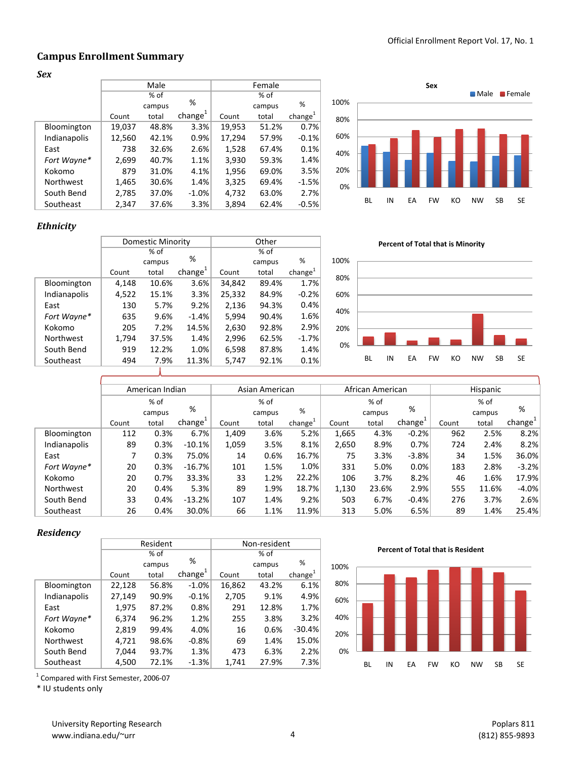## Campus Enrollment Summary

### *Sex*

| | Male | | | Female | | |
|---|---|---|---|---|---|---|
| | Count | % of campus total | % change[1] | Count | % of campus total | % change[1] |
| Bloomington | 19,037 | 48.8% | 3.3% | 19,953 | 51.2% | 0.7% |
| Indianapolis | 12,560 | 42.1% | 0.9% | 17,294 | 57.9% | -0.1% |
| East | 738 | 32.6% | 2.6% | 1,528 | 67.4% | 0.1% |
| *Fort Wayne** | 2,699 | 40.7% | 1.1% | 3,930 | 59.3% | 1.4% |
| Kokomo | 879 | 31.0% | 4.1% | 1,956 | 69.0% | 3.5% |
| Northwest | 1,465 | 30.6% | 1.4% | 3,325 | 69.4% | -1.5% |
| South Bend | 2,785 | 37.0% | -1.0% | 4,732 | 63.0% | 2.7% |
| Southeast | 2,347 | 37.6% | 3.3% | 3,894 | 62.4% | -0.5% |

Sex

Male Female

100%
80%
60%
40%
20%
0%

BL IN EA FW KO NW SB SE

### *Ethnicity*

| | Domestic Minority | | | Other | | |
|---|---|---|---|---|---|---|
| | Count | % of campus total | % change[1] | Count | % of campus total | % change[1] |
| Bloomington | 4,148 | 10.6% | 3.6% | 34,842 | 89.4% | 1.7% |
| Indianapolis | 4,522 | 15.1% | 3.3% | 25,332 | 84.9% | -0.2% |
| East | 130 | 5.7% | 9.2% | 2,136 | 94.3% | 0.4% |
| *Fort Wayne** | 635 | 9.6% | -1.4% | 5,994 | 90.4% | 1.6% |
| Kokomo | 205 | 7.2% | 14.5% | 2,630 | 92.8% | 2.9% |
| Northwest | 1,794 | 37.5% | 1.4% | 2,996 | 62.5% | -1.7% |
| South Bend | 919 | 12.2% | 1.0% | 6,598 | 87.8% | 1.4% |
| Southeast | 494 | 7.9% | 11.3% | 5,747 | 92.1% | 0.1% |

Percent of Total that is Minority

100%
80%
60%
40%
20%
0%

BL IN EA FW KO NW SB SE

| | American Indian | | | Asian American | | | African American | | | Hispanic | | |
|---|---|---|---|---|---|---|---|---|---|---|---|---|
| | Count | % of campus total | % change[1] | Count | % of campus total | % change[1] | Count | % of campus total | % change[1] | Count | % of campus total | % change[1] |
| Bloomington | 112 | 0.3% | 6.7% | 1,409 | 3.6% | 5.2% | 1,665 | 4.3% | -0.2% | 962 | 2.5% | 8.2% |
| Indianapolis | 89 | 0.3% | -10.1% | 1,059 | 3.5% | 8.1% | 2,650 | 8.9% | 0.7% | 724 | 2.4% | 8.2% |
| East | 7 | 0.3% | 75.0% | 14 | 0.6% | 16.7% | 75 | 3.3% | -3.8% | 34 | 1.5% | 36.0% |
| *Fort Wayne** | 20 | 0.3% | -16.7% | 101 | 1.5% | 1.0% | 331 | 5.0% | 0.0% | 183 | 2.8% | -3.2% |
| Kokomo | 20 | 0.7% | 33.3% | 33 | 1.2% | 22.2% | 106 | 3.7% | 8.2% | 46 | 1.6% | 17.9% |
| Northwest | 20 | 0.4% | 5.3% | 89 | 1.9% | 18.7% | 1,130 | 23.6% | 2.9% | 555 | 11.6% | -4.0% |
| South Bend | 33 | 0.4% | -13.2% | 107 | 1.4% | 9.2% | 503 | 6.7% | -0.4% | 276 | 3.7% | 2.6% |
| Southeast | 26 | 0.4% | 30.0% | 66 | 1.1% | 11.9% | 313 | 5.0% | 6.5% | 89 | 1.4% | 25.4% |

### *Residency*

| | Resident | | | Non-resident | | |
|---|---|---|---|---|---|---|
| | Count | % of campus total | % change[1] | Count | % of campus total | % change[1] |
| Bloomington | 22,128 | 56.8% | -1.0% | 16,862 | 43.2% | 6.1% |
| Indianapolis | 27,149 | 90.9% | -0.1% | 2,705 | 9.1% | 4.9% |
| East | 1,975 | 87.2% | 0.8% | 291 | 12.8% | 1.7% |
| *Fort Wayne** | 6,374 | 96.2% | 1.2% | 255 | 3.8% | 3.2% |
| Kokomo | 2,819 | 99.4% | 4.0% | 16 | 0.6% | -30.4% |
| Northwest | 4,721 | 98.6% | -0.8% | 69 | 1.4% | 15.0% |
| South Bend | 7,044 | 93.7% | 1.3% | 473 | 6.3% | 2.2% |
| Southeast | 4,500 | 72.1% | -1.3% | 1,741 | 27.9% | 7.3% |

Percent of Total that is Resident

100%
80%
60%
40%
20%
0%

BL IN EA FW KO NW SB SE

[1] Compared with First Semester, 2006-07

\* IU students only